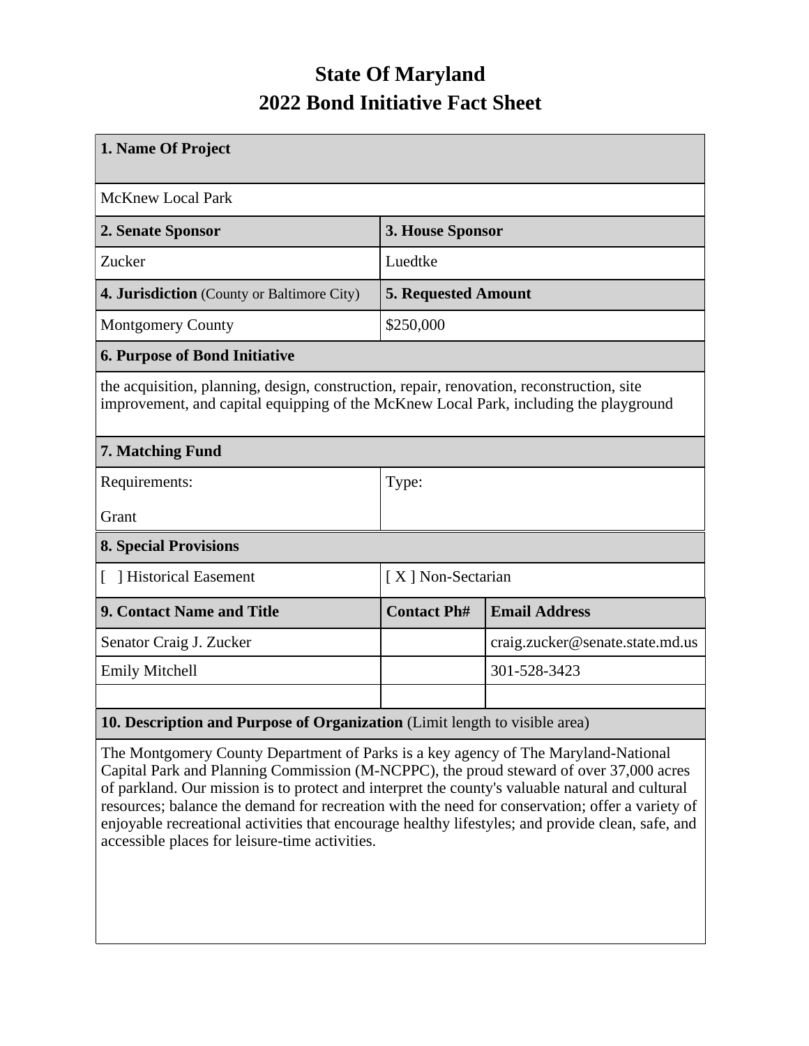# State Of Maryland
# 2022 Bond Initiative Fact Sheet

| 1. Name Of Project | | |
|---|---|---|
| McKnew Local Park | | |
| **2. Senate Sponsor** | **3. House Sponsor** | |
| Zucker | Luedtke | |
| **4. Jurisdiction** (County or Baltimore City) | **5. Requested Amount** | |
| Montgomery County | $250,000 | |
| **6. Purpose of Bond Initiative** | | |
| the acquisition, planning, design, construction, repair, renovation, reconstruction, site improvement, and capital equipping of the McKnew Local Park, including the playground | | |
| **7. Matching Fund** | | |
| Requirements: Grant | Type: | |
| **8. Special Provisions** | | |
| [ ] Historical Easement | [ X ] Non-Sectarian | |
| **9. Contact Name and Title** | **Contact Ph#** | **Email Address** |
| Senator Craig J. Zucker | | craig.zucker@senate.state.md.us |
| Emily Mitchell | | 301-528-3423 |
| | | |
| **10. Description and Purpose of Organization** (Limit length to visible area) | | |
| The Montgomery County Department of Parks is a key agency of The Maryland-National Capital Park and Planning Commission (M-NCPPC), the proud steward of over 37,000 acres of parkland. Our mission is to protect and interpret the county's valuable natural and cultural resources; balance the demand for recreation with the need for conservation; offer a variety of enjoyable recreational activities that encourage healthy lifestyles; and provide clean, safe, and accessible places for leisure-time activities. | | |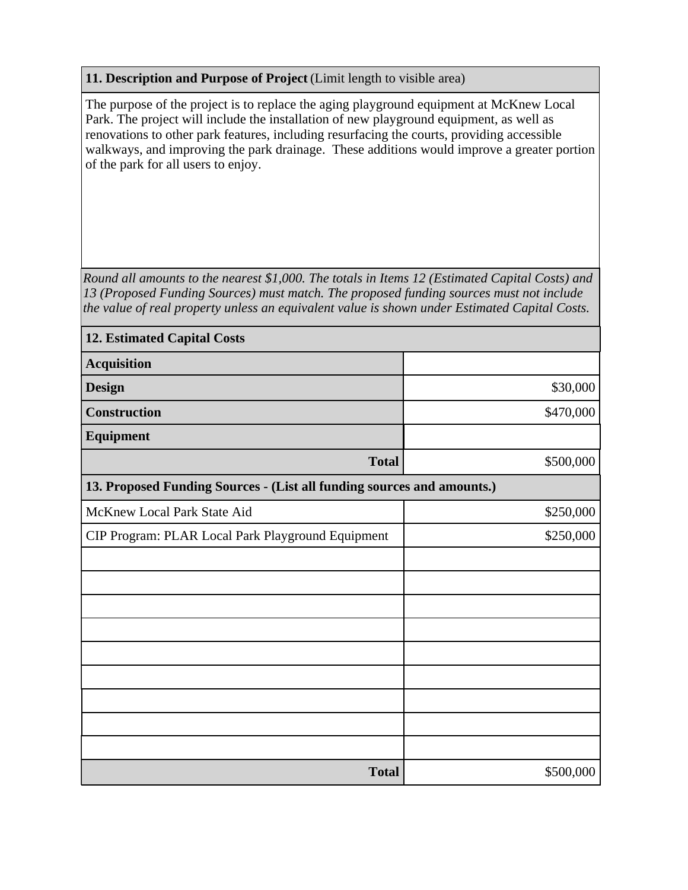**11. Description and Purpose of Project** (Limit length to visible area)

The purpose of the project is to replace the aging playground equipment at McKnew Local Park. The project will include the installation of new playground equipment, as well as renovations to other park features, including resurfacing the courts, providing accessible walkways, and improving the park drainage.  These additions would improve a greater portion of the park for all users to enjoy.

*Round all amounts to the nearest $1,000. The totals in Items 12 (Estimated Capital Costs) and 13 (Proposed Funding Sources) must match. The proposed funding sources must not include the value of real property unless an equivalent value is shown under Estimated Capital Costs.*

| **12. Estimated Capital Costs** | |
|---|---|
| **Acquisition** | |
| **Design** | $30,000 |
| **Construction** | $470,000 |
| **Equipment** | |
| **Total** | $500,000 |

| **13. Proposed Funding Sources - (List all funding sources and amounts.)** | |
|---|---|
| McKnew Local Park State Aid | $250,000 |
| CIP Program: PLAR Local Park Playground Equipment | $250,000 |
| | |
| | |
| | |
| | |
| | |
| | |
| | |
| | |
| | |
| **Total** | $500,000 |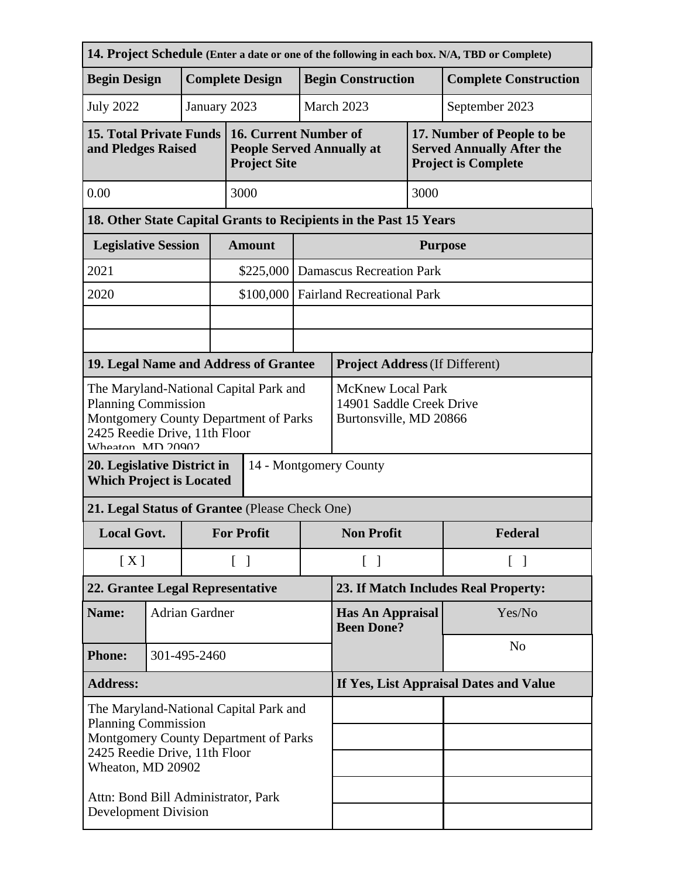**14. Project Schedule** (Enter a date or one of the following in each box. N/A, TBD or Complete)

| Begin Design | Complete Design | Begin Construction | Complete Construction |
|---|---|---|---|
| July 2022 | January 2023 | March 2023 | September 2023 |

| 15. Total Private Funds and Pledges Raised | 16. Current Number of People Served Annually at Project Site | 17. Number of People to be Served Annually After the Project is Complete |
|---|---|---|
| 0.00 | 3000 | 3000 |

**18. Other State Capital Grants to Recipients in the Past 15 Years**

| Legislative Session | Amount | Purpose |
|---|---|---|
| 2021 | $225,000 | Damascus Recreation Park |
| 2020 | $100,000 | Fairland Recreational Park |
| | | |
| | | |

| 19. Legal Name and Address of Grantee | Project Address (If Different) |
|---|---|
| The Maryland-National Capital Park and Planning Commission<br>Montgomery County Department of Parks<br>2425 Reedie Drive, 11th Floor<br>Wheaton, MD 20902 | McKnew Local Park<br>14901 Saddle Creek Drive<br>Burtonsville, MD 20866 |

| 20. Legislative District in Which Project is Located | 14 - Montgomery County |
|---|---|

**21. Legal Status of Grantee** (Please Check One)

| Local Govt. | For Profit | Non Profit | Federal |
|---|---|---|---|
| [ X ] | [ ] | [ ] | [ ] |

| 22. Grantee Legal Representative | | 23. If Match Includes Real Property: | |
|---|---|---|---|
| **Name:** | Adrian Gardner | **Has An Appraisal Been Done?** | Yes/No |
| **Phone:** | 301-495-2460 | | No |
| **Address:** | | **If Yes, List Appraisal Dates and Value** | |
| The Maryland-National Capital Park and Planning Commission<br>Montgomery County Department of Parks<br>2425 Reedie Drive, 11th Floor<br>Wheaton, MD 20902<br><br>Attn: Bond Bill Administrator, Park Development Division | | | |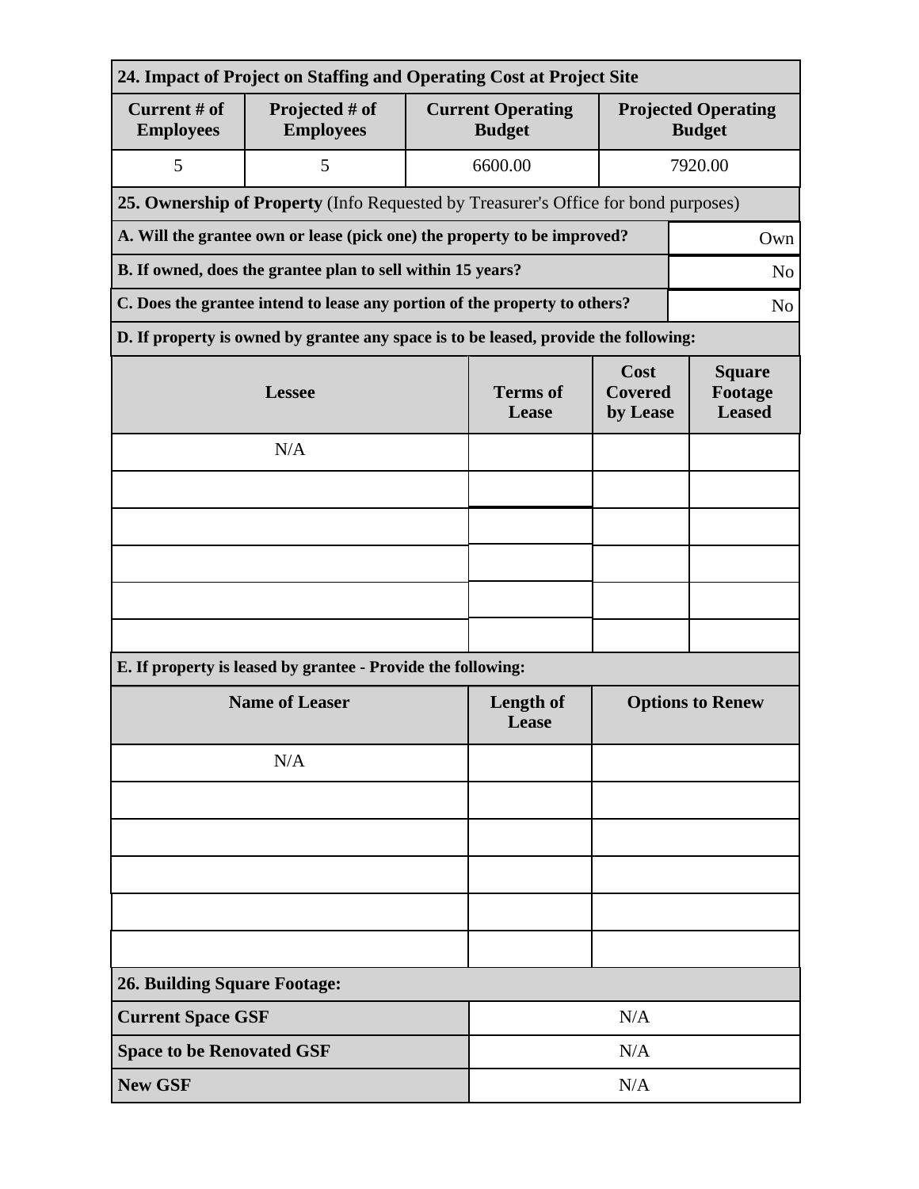### 24. Impact of Project on Staffing and Operating Cost at Project Site

| Current # of Employees | Projected # of Employees | Current Operating Budget | Projected Operating Budget |
|---|---|---|---|
| 5 | 5 | 6600.00 | 7920.00 |

### 25. Ownership of Property (Info Requested by Treasurer's Office for bond purposes)

| | |
|---|---|
| **A. Will the grantee own or lease (pick one) the property to be improved?** | Own |
| **B. If owned, does the grantee plan to sell within 15 years?** | No |
| **C. Does the grantee intend to lease any portion of the property to others?** | No |

**D. If property is owned by grantee any space is to be leased, provide the following:**

| Lessee | Terms of Lease | Cost Covered by Lease | Square Footage Leased |
|---|---|---|---|
| N/A | | | |
| | | | |
| | | | |
| | | | |
| | | | |
| | | | |

**E. If property is leased by grantee - Provide the following:**

| Name of Leaser | Length of Lease | Options to Renew |
|---|---|---|
| N/A | | |
| | | |
| | | |
| | | |
| | | |
| | | |

### 26. Building Square Footage:

| | |
|---|---|
| **Current Space GSF** | N/A |
| **Space to be Renovated GSF** | N/A |
| **New GSF** | N/A |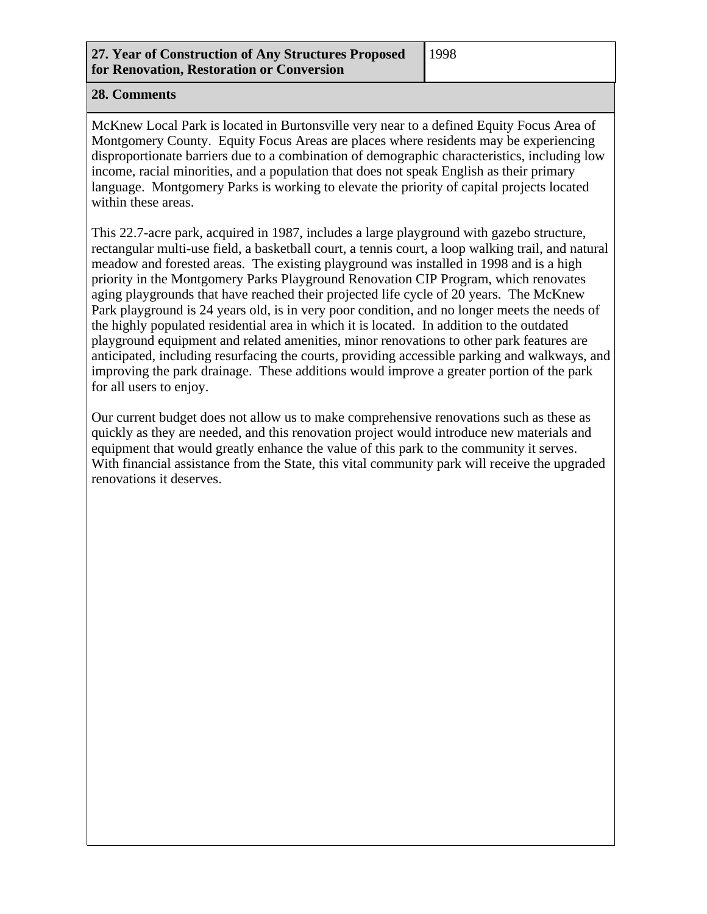| **27. Year of Construction of Any Structures Proposed for Renovation, Restoration or Conversion** | 1998 |
| --- | --- |

**28. Comments**

McKnew Local Park is located in Burtonsville very near to a defined Equity Focus Area of Montgomery County. Equity Focus Areas are places where residents may be experiencing disproportionate barriers due to a combination of demographic characteristics, including low income, racial minorities, and a population that does not speak English as their primary language. Montgomery Parks is working to elevate the priority of capital projects located within these areas.

This 22.7-acre park, acquired in 1987, includes a large playground with gazebo structure, rectangular multi-use field, a basketball court, a tennis court, a loop walking trail, and natural meadow and forested areas. The existing playground was installed in 1998 and is a high priority in the Montgomery Parks Playground Renovation CIP Program, which renovates aging playgrounds that have reached their projected life cycle of 20 years. The McKnew Park playground is 24 years old, is in very poor condition, and no longer meets the needs of the highly populated residential area in which it is located. In addition to the outdated playground equipment and related amenities, minor renovations to other park features are anticipated, including resurfacing the courts, providing accessible parking and walkways, and improving the park drainage. These additions would improve a greater portion of the park for all users to enjoy.

Our current budget does not allow us to make comprehensive renovations such as these as quickly as they are needed, and this renovation project would introduce new materials and equipment that would greatly enhance the value of this park to the community it serves. With financial assistance from the State, this vital community park will receive the upgraded renovations it deserves.